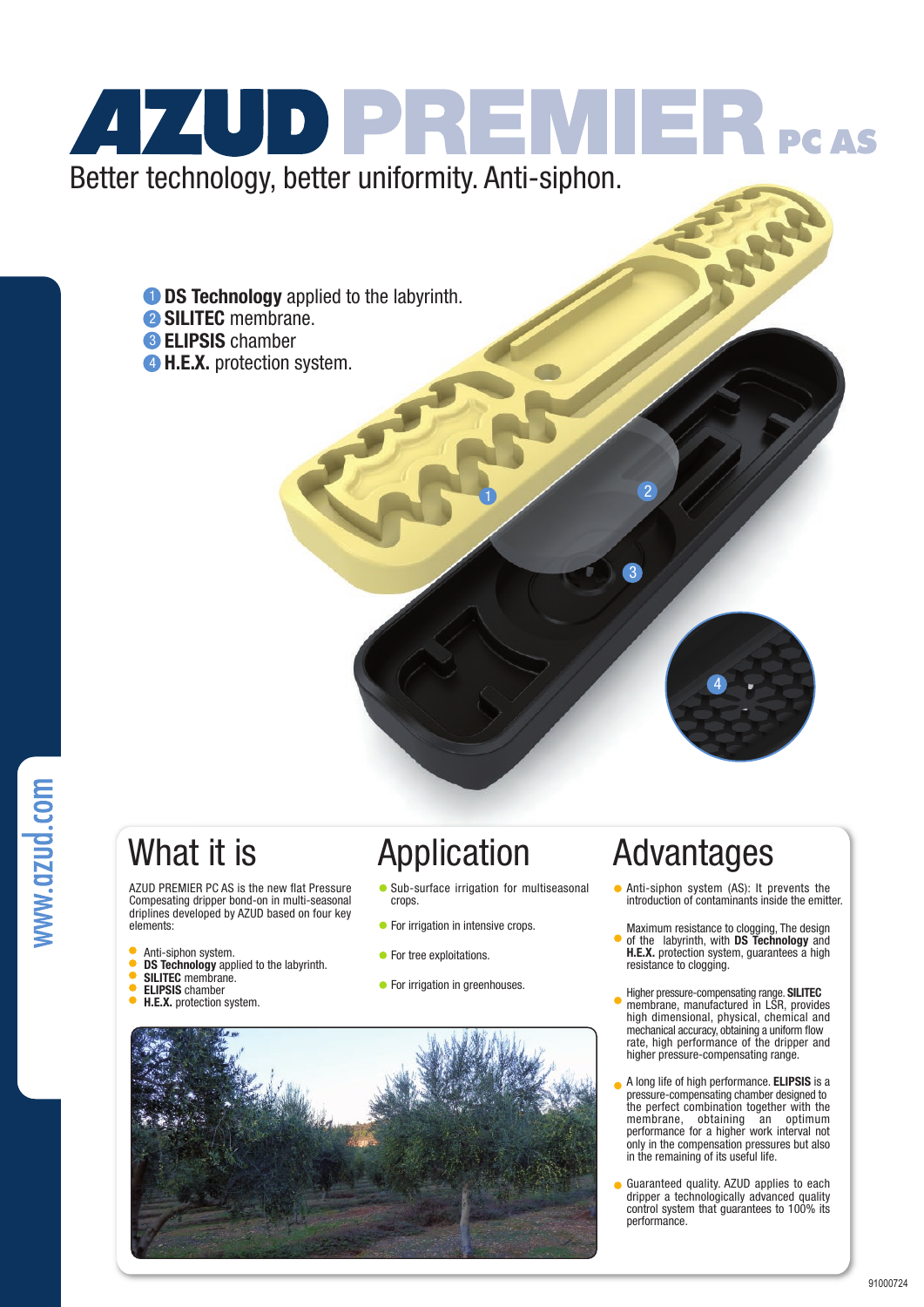# AZUD PREMIER PC AS

Better technology, better uniformity. Anti-siphon.

1. **DS Technology** applied to the labyrinth.
2. **SILITEC** membrane.
3. **ELIPSIS** chamber
4. **H.E.X.** protection system.

www.azud.com

## What it is

AZUD PREMIER PC AS is the new flat Pressure Compesating dripper bond-on in multi-seasonal driplines developed by AZUD based on four key elements:

- Anti-siphon system.
- **DS Technology** applied to the labyrinth.
- **SILITEC** membrane.
- **ELIPSIS** chamber
- **H.E.X.** protection system.

## Application

- Sub-surface irrigation for multiseasonal crops.
- For irrigation in intensive crops.
- For tree exploitations.
- For irrigation in greenhouses.

## Advantages

- Anti-siphon system (AS): It prevents the introduction of contaminants inside the emitter.
- Maximum resistance to clogging, The design of the labyrinth, with **DS Technology** and **H.E.X.** protection system, guarantees a high resistance to clogging.
- Higher pressure-compensating range. **SILITEC** membrane, manufactured in LSR, provides high dimensional, physical, chemical and mechanical accuracy, obtaining a uniform flow rate, high performance of the dripper and higher pressure-compensating range.
- A long life of high performance. **ELIPSIS** is a pressure-compensating chamber designed to the perfect combination together with the membrane, obtaining an optimum performance for a higher work interval not only in the compensation pressures but also in the remaining of its useful life.
- Guaranteed quality. AZUD applies to each dripper a technologically advanced quality control system that guarantees to 100% its performance.

91000724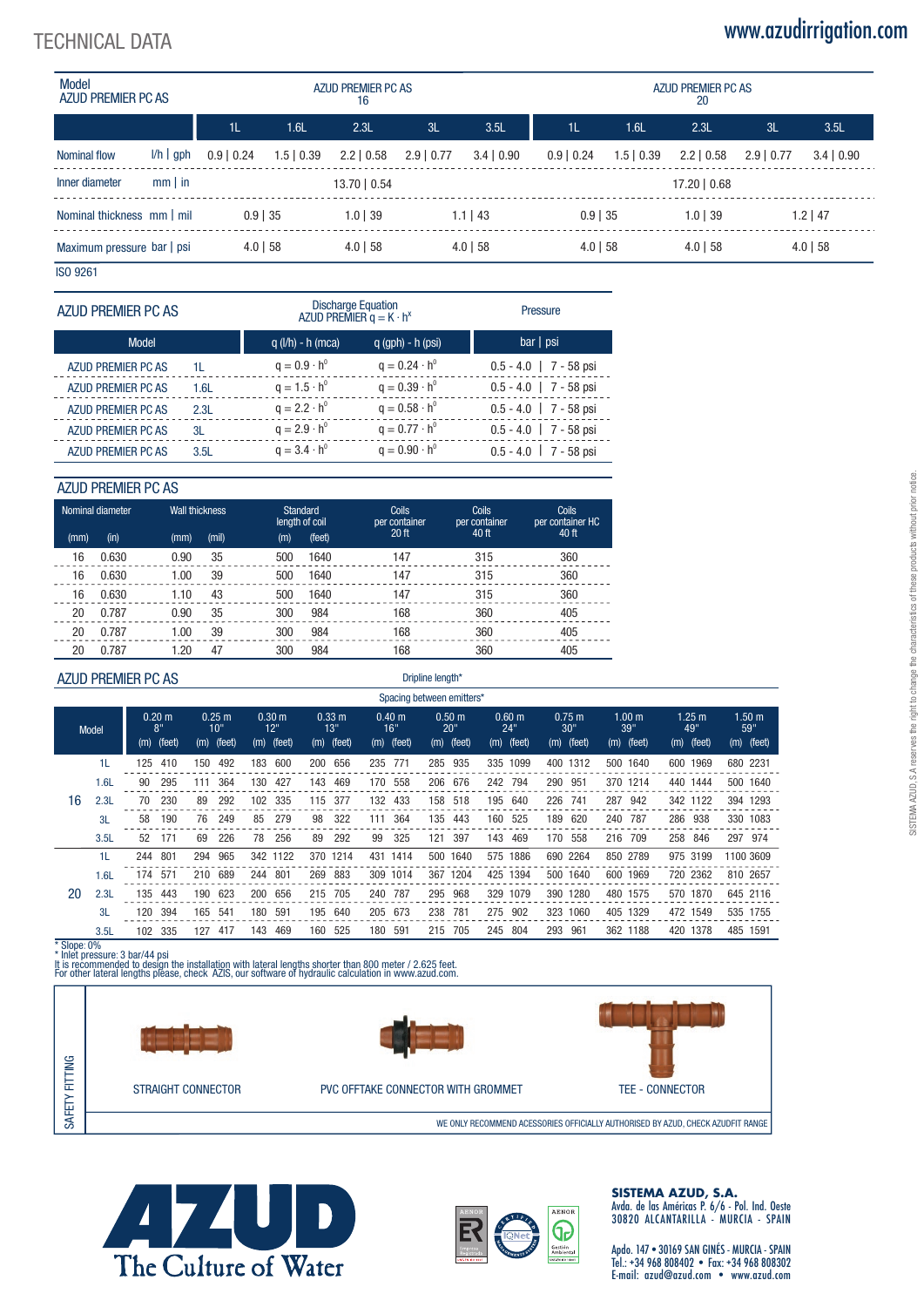# TECHNICAL DATA

www.azudirrigation.com

| Model AZUD PREMIER PC AS | | AZUD PREMIER PC AS 16 | | | | | AZUD PREMIER PC AS 20 | | | | |
|---|---|---|---|---|---|---|---|---|---|---|---|
| | | 1L | 1.6L | 2.3L | 3L | 3.5L | 1L | 1.6L | 2.3L | 3L | 3.5L |
| Nominal flow | l/h \| gph | 0.9 \| 0.24 | 1.5 \| 0.39 | 2.2 \| 0.58 | 2.9 \| 0.77 | 3.4 \| 0.90 | 0.9 \| 0.24 | 1.5 \| 0.39 | 2.2 \| 0.58 | 2.9 \| 0.77 | 3.4 \| 0.90 |
| Inner diameter | mm \| in | 13.70 \| 0.54 | | | | | 17.20 \| 0.68 | | | | |
| Nominal thickness | mm \| mil | 0.9 \| 35 | | 1.0 \| 39 | 1.1 \| 43 | | 0.9 \| 35 | | 1.0 \| 39 | 1.2 \| 47 | |
| Maximum pressure | bar \| psi | 4.0 \| 58 | | 4.0 \| 58 | 4.0 \| 58 | | 4.0 \| 58 | | 4.0 \| 58 | 4.0 \| 58 | |

ISO 9261

## AZUD PREMIER PC AS

Discharge Equation AZUD PREMIER $q = K \cdot h^x$

| Model | | q (l/h) - h (mca) | q (gph) - h (psi) | Pressure bar \| psi |
|---|---|---|---|---|
| AZUD PREMIER PC AS | 1L | $q = 0.9 \cdot h^0$ | $q = 0.24 \cdot h^0$ | 0.5 - 4.0 \| 7 - 58 psi |
| AZUD PREMIER PC AS | 1.6L | $q = 1.5 \cdot h^0$ | $q = 0.39 \cdot h^0$ | 0.5 - 4.0 \| 7 - 58 psi |
| AZUD PREMIER PC AS | 2.3L | $q = 2.2 \cdot h^0$ | $q = 0.58 \cdot h^0$ | 0.5 - 4.0 \| 7 - 58 psi |
| AZUD PREMIER PC AS | 3L | $q = 2.9 \cdot h^0$ | $q = 0.77 \cdot h^0$ | 0.5 - 4.0 \| 7 - 58 psi |
| AZUD PREMIER PC AS | 3.5L | $q = 3.4 \cdot h^0$ | $q = 0.90 \cdot h^0$ | 0.5 - 4.0 \| 7 - 58 psi |

## AZUD PREMIER PC AS

| Nominal diameter (mm) | (in) | Wall thickness (mm) | (mil) | Standard length of coil (m) | (feet) | Coils per container 20 ft | Coils per container 40 ft | Coils per container HC 40 ft |
|---|---|---|---|---|---|---|---|---|
| 16 | 0.630 | 0.90 | 35 | 500 | 1640 | 147 | 315 | 360 |
| 16 | 0.630 | 1.00 | 39 | 500 | 1640 | 147 | 315 | 360 |
| 16 | 0.630 | 1.10 | 43 | 500 | 1640 | 147 | 315 | 360 |
| 20 | 0.787 | 0.90 | 35 | 300 | 984 | 168 | 360 | 405 |
| 20 | 0.787 | 1.00 | 39 | 300 | 984 | 168 | 360 | 405 |
| 20 | 0.787 | 1.20 | 47 | 300 | 984 | 168 | 360 | 405 |

## AZUD PREMIER PC AS

Dripline length*

Spacing between emitters*

| Model | | 0.20 m 8" (m) | (feet) | 0.25 m 10" (m) | (feet) | 0.30 m 12" (m) | (feet) | 0.33 m 13" (m) | (feet) | 0.40 m 16" (m) | (feet) | 0.50 m 20" (m) | (feet) | 0.60 m 24" (m) | (feet) | 0.75 m 30" (m) | (feet) | 1.00 m 39" (m) | (feet) | 1.25 m 49" (m) | (feet) | 1.50 m 59" (m) | (feet) |
|---|---|---|---|---|---|---|---|---|---|---|---|---|---|---|---|---|---|---|---|---|---|---|---|
| 16 | 1L | 125 | 410 | 150 | 492 | 183 | 600 | 200 | 656 | 235 | 771 | 285 | 935 | 335 | 1099 | 400 | 1312 | 500 | 1640 | 600 | 1969 | 680 | 2231 |
| | 1.6L | 90 | 295 | 111 | 364 | 130 | 427 | 143 | 469 | 170 | 558 | 206 | 676 | 242 | 794 | 290 | 951 | 370 | 1214 | 440 | 1444 | 500 | 1640 |
| | 2.3L | 70 | 230 | 89 | 292 | 102 | 335 | 115 | 377 | 132 | 433 | 158 | 518 | 195 | 640 | 226 | 741 | 287 | 942 | 342 | 1122 | 394 | 1293 |
| | 3L | 58 | 190 | 76 | 249 | 85 | 279 | 98 | 322 | 111 | 364 | 135 | 443 | 160 | 525 | 189 | 620 | 240 | 787 | 286 | 938 | 330 | 1083 |
| | 3.5L | 52 | 171 | 69 | 226 | 78 | 256 | 89 | 292 | 99 | 325 | 121 | 397 | 143 | 469 | 170 | 558 | 216 | 709 | 258 | 846 | 297 | 974 |
| 20 | 1L | 244 | 801 | 294 | 965 | 342 | 1122 | 370 | 1214 | 431 | 1414 | 500 | 1640 | 575 | 1886 | 690 | 2264 | 850 | 2789 | 975 | 3199 | 1100 | 3609 |
| | 1.6L | 174 | 571 | 210 | 689 | 244 | 801 | 269 | 883 | 309 | 1014 | 367 | 1204 | 425 | 1394 | 500 | 1640 | 600 | 1969 | 720 | 2362 | 810 | 2657 |
| | 2.3L | 135 | 443 | 190 | 623 | 200 | 656 | 215 | 705 | 240 | 787 | 295 | 968 | 329 | 1079 | 390 | 1280 | 480 | 1575 | 570 | 1870 | 645 | 2116 |
| | 3L | 120 | 394 | 165 | 541 | 180 | 591 | 195 | 640 | 205 | 673 | 238 | 781 | 275 | 902 | 323 | 1060 | 405 | 1329 | 472 | 1549 | 535 | 1755 |
| | 3.5L | 102 | 335 | 127 | 417 | 143 | 469 | 160 | 525 | 180 | 591 | 215 | 705 | 245 | 804 | 293 | 961 | 362 | 1188 | 420 | 1378 | 485 | 1591 |

\* Slope: 0%
\* Inlet pressure: 3 bar/44 psi
It is recommended to design the installation with lateral lengths shorter than 800 meter / 2.625 feet.
For other lateral lengths please, check AZIS, our software of hydraulic calculation in www.azud.com.

SAFETY FITTING

STRAIGHT CONNECTOR

PVC OFFTAKE CONNECTOR WITH GROMMET

TEE - CONNECTOR

WE ONLY RECOMMEND ACCESORIES OFFICIALLY AUTHORISED BY AZUD, CHECK AZUDFIT RANGE

AZUD The Culture of Water

SISTEMA AZUD, S.A. reserves the right to change the characteristics of these products without prior notice.

**SISTEMA AZUD, S.A.**
Avda. de las Américas P. 6/6 - Pol. Ind. Oeste
30820 ALCANTARILLA - MURCIA - SPAIN

Apdo. 147 • 30169 SAN GINÉS - MURCIA - SPAIN
Tel.: +34 968 808402 • Fax: +34 968 808302
E-mail: azud@azud.com • www.azud.com